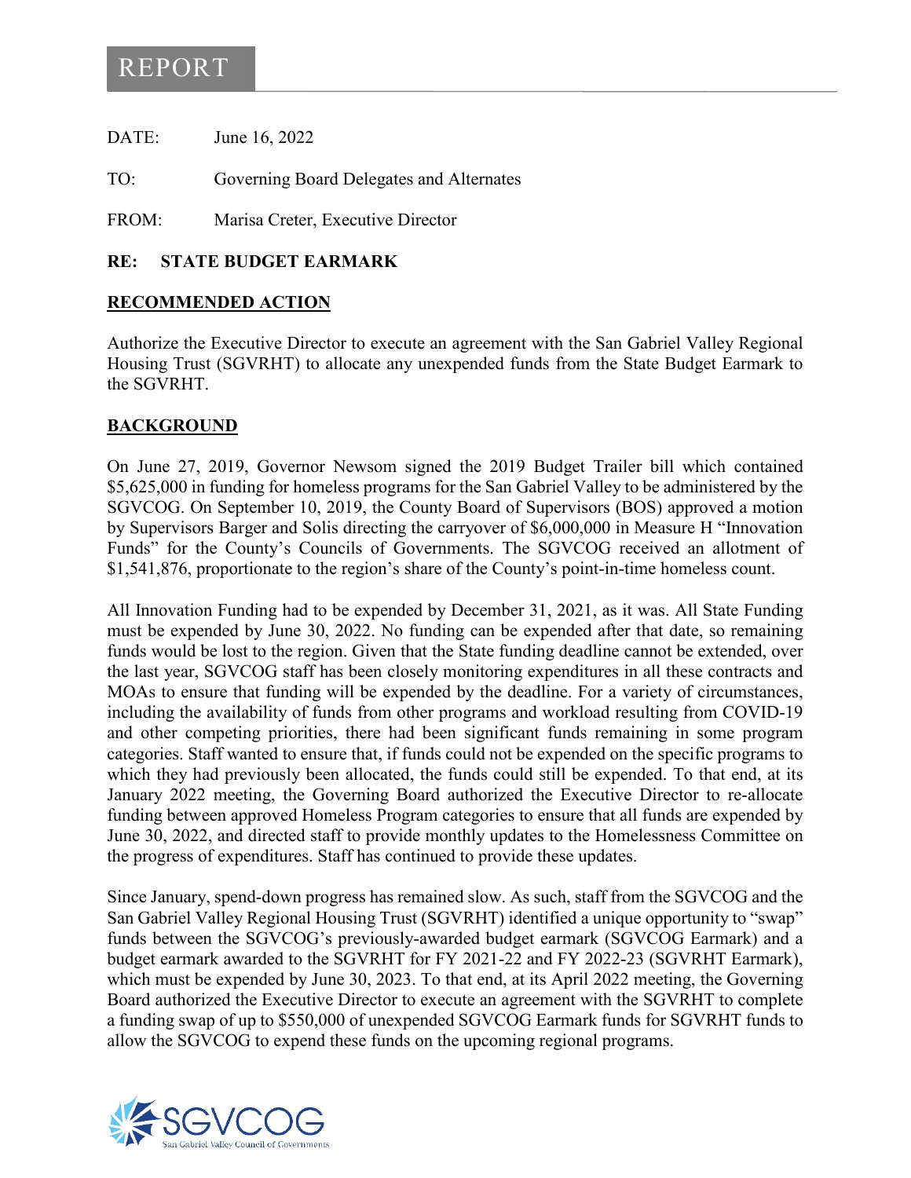# REPORT

DATE: June 16, 2022

TO: Governing Board Delegates and Alternates

FROM: Marisa Creter, Executive Director

**RE: STATE BUDGET EARMARK**

## RECOMMENDED ACTION

Authorize the Executive Director to execute an agreement with the San Gabriel Valley Regional Housing Trust (SGVRHT) to allocate any unexpended funds from the State Budget Earmark to the SGVRHT.

## BACKGROUND

On June 27, 2019, Governor Newsom signed the 2019 Budget Trailer bill which contained $5,625,000 in funding for homeless programs for the San Gabriel Valley to be administered by the SGVCOG. On September 10, 2019, the County Board of Supervisors (BOS) approved a motion by Supervisors Barger and Solis directing the carryover of $6,000,000 in Measure H "Innovation Funds" for the County's Councils of Governments. The SGVCOG received an allotment of $1,541,876, proportionate to the region's share of the County's point-in-time homeless count.

All Innovation Funding had to be expended by December 31, 2021, as it was. All State Funding must be expended by June 30, 2022. No funding can be expended after that date, so remaining funds would be lost to the region. Given that the State funding deadline cannot be extended, over the last year, SGVCOG staff has been closely monitoring expenditures in all these contracts and MOAs to ensure that funding will be expended by the deadline. For a variety of circumstances, including the availability of funds from other programs and workload resulting from COVID-19 and other competing priorities, there had been significant funds remaining in some program categories. Staff wanted to ensure that, if funds could not be expended on the specific programs to which they had previously been allocated, the funds could still be expended. To that end, at its January 2022 meeting, the Governing Board authorized the Executive Director to re-allocate funding between approved Homeless Program categories to ensure that all funds are expended by June 30, 2022, and directed staff to provide monthly updates to the Homelessness Committee on the progress of expenditures. Staff has continued to provide these updates.

Since January, spend-down progress has remained slow. As such, staff from the SGVCOG and the San Gabriel Valley Regional Housing Trust (SGVRHT) identified a unique opportunity to "swap" funds between the SGVCOG's previously-awarded budget earmark (SGVCOG Earmark) and a budget earmark awarded to the SGVRHT for FY 2021-22 and FY 2022-23 (SGVRHT Earmark), which must be expended by June 30, 2023. To that end, at its April 2022 meeting, the Governing Board authorized the Executive Director to execute an agreement with the SGVRHT to complete a funding swap of up to $550,000 of unexpended SGVCOG Earmark funds for SGVRHT funds to allow the SGVCOG to expend these funds on the upcoming regional programs.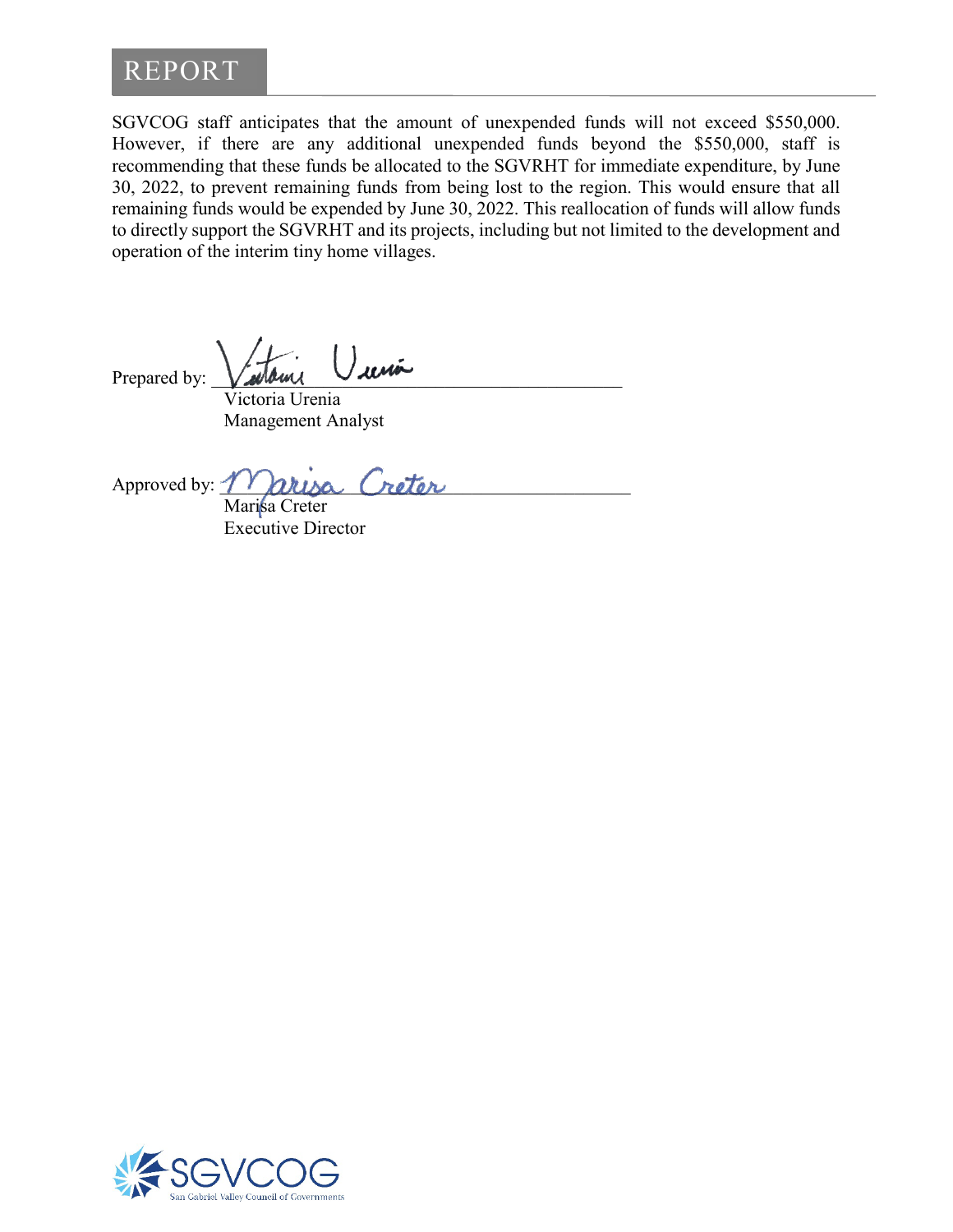SGVCOG staff anticipates that the amount of unexpended funds will not exceed $550,000. However, if there are any additional unexpended funds beyond the $550,000, staff is recommending that these funds be allocated to the SGVRHT for immediate expenditure, by June 30, 2022, to prevent remaining funds from being lost to the region. This would ensure that all remaining funds would be expended by June 30, 2022. This reallocation of funds will allow funds to directly support the SGVRHT and its projects, including but not limited to the development and operation of the interim tiny home villages.

Prepared by: ________________________________
Victoria Urenia
Management Analyst

Approved by: ________________________________
Marisa Creter
Executive Director